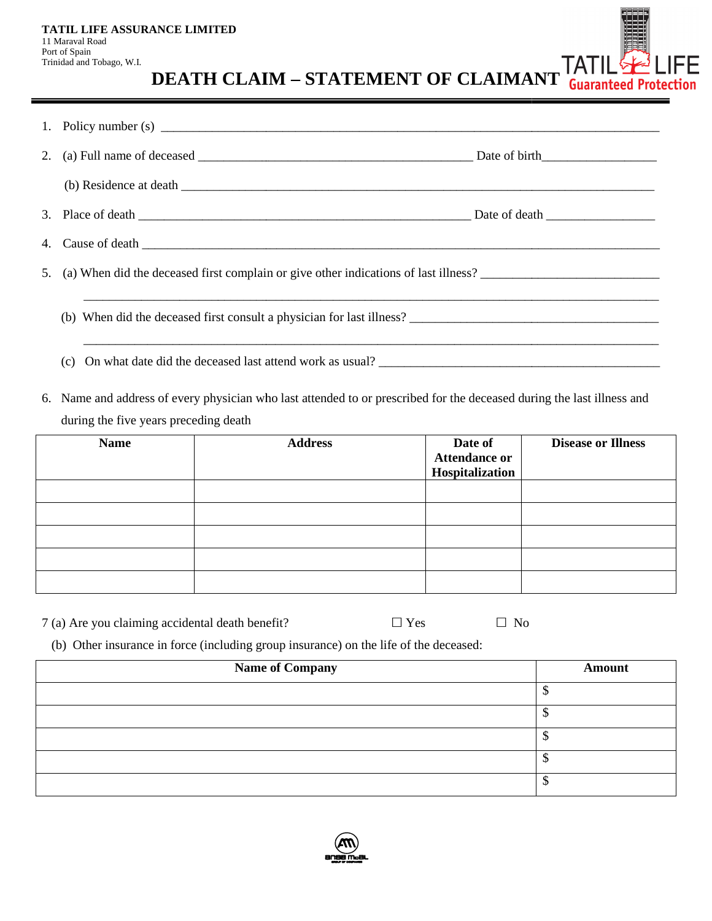**TATIL LIFE ASSURANCE LIMITED**
11 Maraval Road
Port of Spain
Trinidad and Tobago, W.I.

TATIL LIFE
Guaranteed Protection

# DEATH CLAIM – STATEMENT OF CLAIMANT

1. Policy number (s) ______________________________________________

2. (a) Full name of deceased ______________________________ Date of birth_______________

   (b) Residence at death ______________________________________________

3. Place of death ______________________________ Date of death _______________

4. Cause of death ______________________________________________

5. (a) When did the deceased first complain or give other indications of last illness? ______________________

   ______________________________________________

   (b) When did the deceased first consult a physician for last illness? ______________________

   ______________________________________________

   (c) On what date did the deceased last attend work as usual? ______________________

6. Name and address of every physician who last attended to or prescribed for the deceased during the last illness and during the five years preceding death

| Name | Address | Date of Attendance or Hospitalization | Disease or Illness |
|---|---|---|---|
| | | | |
| | | | |
| | | | |
| | | | |
| | | | |

7 (a) Are you claiming accidental death benefit? ☐ Yes ☐ No

(b) Other insurance in force (including group insurance) on the life of the deceased:

| Name of Company | Amount |
|---|---|
| | $ |
| | $ |
| | $ |
| | $ |
| | $ |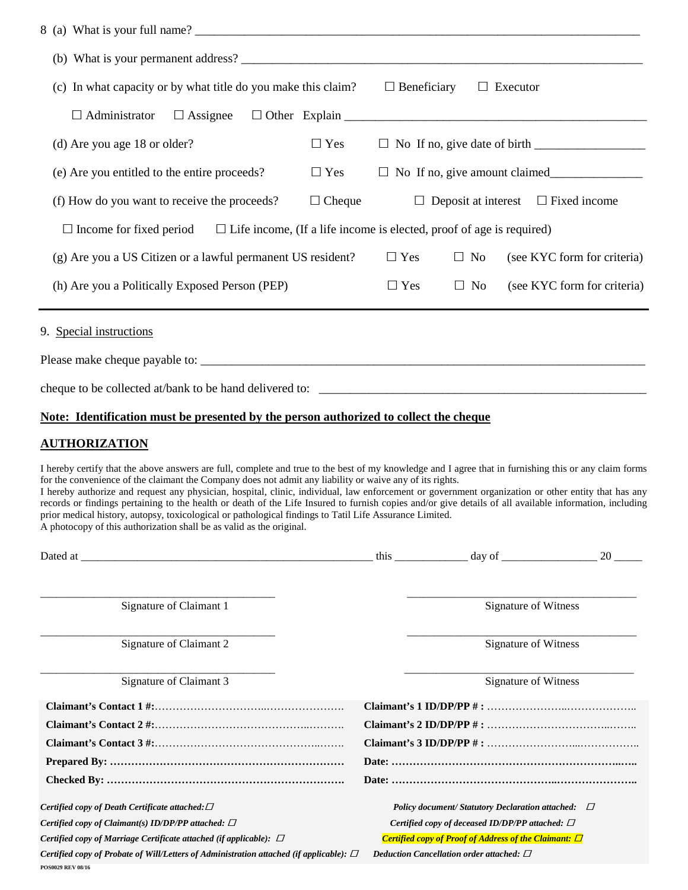8 (a) What is your full name? ______________________________________________________________________

(b) What is your permanent address? ________________________________________________________________

(c) In what capacity or by what title do you make this claim? ☐ Beneficiary ☐ Executor

☐ Administrator ☐ Assignee ☐ Other Explain _____________________________________________

(d) Are you age 18 or older? ☐ Yes ☐ No If no, give date of birth _________________

(e) Are you entitled to the entire proceeds? ☐ Yes ☐ No If no, give amount claimed______________

(f) How do you want to receive the proceeds? ☐ Cheque ☐ Deposit at interest ☐ Fixed income

☐ Income for fixed period ☐ Life income, (If a life income is elected, proof of age is required)

(g) Are you a US Citizen or a lawful permanent US resident? ☐ Yes ☐ No (see KYC form for criteria)

(h) Are you a Politically Exposed Person (PEP) ☐ Yes ☐ No (see KYC form for criteria)

---

9. Special instructions

Please make cheque payable to: ______________________________________________________________________

cheque to be collected at/bank to be hand delivered to: ___________________________________________________

**Note: Identification must be presented by the person authorized to collect the cheque**

## AUTHORIZATION

I hereby certify that the above answers are full, complete and true to the best of my knowledge and I agree that in furnishing this or any claim forms for the convenience of the claimant the Company does not admit any liability or waive any of its rights.
I hereby authorize and request any physician, hospital, clinic, individual, law enforcement or government organization or other entity that has any records or findings pertaining to the health or death of the Life Insured to furnish copies and/or give details of all available information, including prior medical history, autopsy, toxicological or pathological findings to Tatil Life Assurance Limited.
A photocopy of this authorization shall be as valid as the original.

Dated at __________________________________________________ this ____________ day of ________________ 20 _____

| | |
|---|---|
| ______________________________ Signature of Claimant 1 | ______________________________ Signature of Witness |
| ______________________________ Signature of Claimant 2 | ______________________________ Signature of Witness |
| ______________________________ Signature of Claimant 3 | ______________________________ Signature of Witness |

| | |
|---|---|
| **Claimant's Contact 1 #:**…………………………………………………… | **Claimant's 1 ID/DP/PP # :** …………………………………… |
| **Claimant's Contact 2 #:**…………………………………………………… | **Claimant's 2 ID/DP/PP # :** …………………………………… |
| **Claimant's Contact 3 #:**…………………………………………………… | **Claimant's 3 ID/DP/PP # :** …………………………………… |
| **Prepared By:** …………………………………………………… | **Date:** …………………………………………………… |
| **Checked By:** …………………………………………………… | **Date:** …………………………………………………… |

| | |
|---|---|
| ***Certified copy of Death Certificate attached:*** ☐ | ***Policy document/ Statutory Declaration attached:*** ☐ |
| ***Certified copy of Claimant(s) ID/DP/PP attached:*** ☐ | ***Certified copy of deceased ID/DP/PP attached:*** ☐ |
| ***Certified copy of Marriage Certificate attached (if applicable):*** ☐ | ***Certified copy of Proof of Address of the Claimant:*** ☐ |
| ***Certified copy of Probate of Will/Letters of Administration attached (if applicable):*** ☐ | ***Deduction Cancellation order attached:*** ☐ |

POS0029 REV 08/16